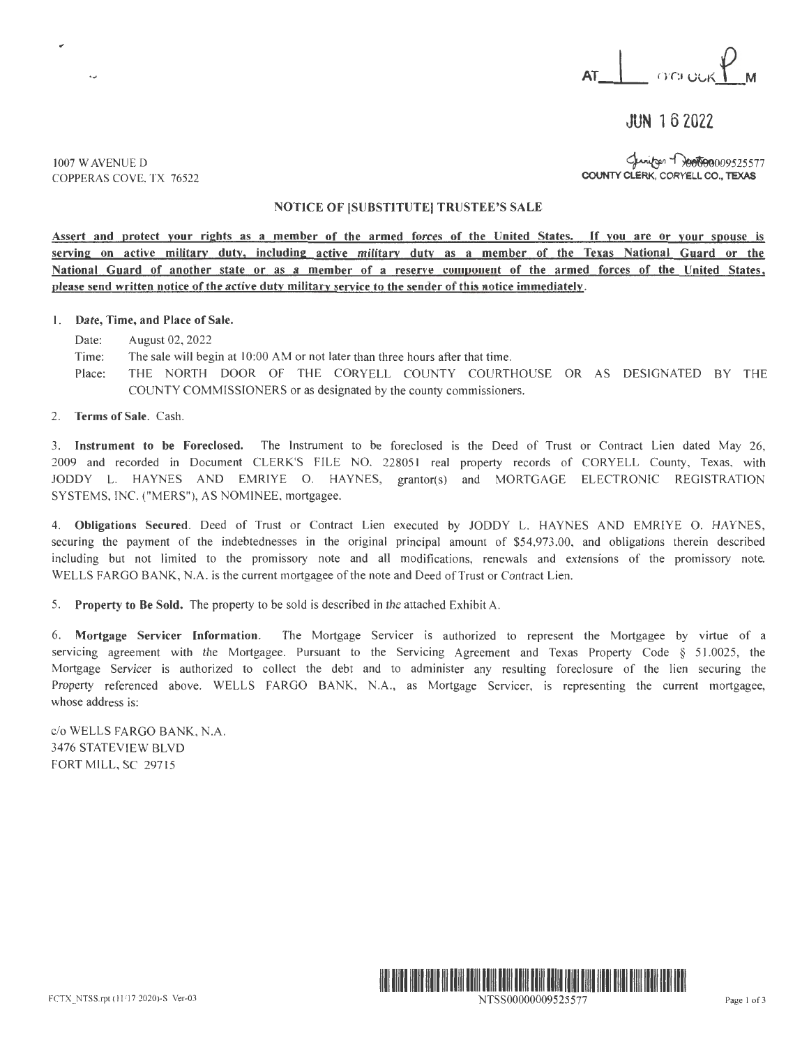AT 1 O'CLOCK P M

JUN 16 2022

Jennifer Hooten 00000009525577
COUNTY CLERK, CORYELL CO., TEXAS

1007 W AVENUE D
COPPERAS COVE, TX 76522

## NOTICE OF [SUBSTITUTE] TRUSTEE'S SALE

**Assert and protect your rights as a member of the armed forces of the United States. If you are or your spouse is serving on active military duty, including active military duty as a member of the Texas National Guard or the National Guard of another state or as a member of a reserve component of the armed forces of the United States, please send written notice of the active duty military service to the sender of this notice immediately.**

1. **Date, Time, and Place of Sale.**

   Date: August 02, 2022

   Time: The sale will begin at 10:00 AM or not later than three hours after that time.

   Place: THE NORTH DOOR OF THE CORYELL COUNTY COURTHOUSE OR AS DESIGNATED BY THE COUNTY COMMISSIONERS or as designated by the county commissioners.

2. **Terms of Sale.** Cash.

3. **Instrument to be Foreclosed.** The Instrument to be foreclosed is the Deed of Trust or Contract Lien dated May 26, 2009 and recorded in Document CLERK'S FILE NO. 228051 real property records of CORYELL County, Texas, with JODDY L. HAYNES AND EMRIYE O. HAYNES, grantor(s) and MORTGAGE ELECTRONIC REGISTRATION SYSTEMS, INC. ("MERS"), AS NOMINEE, mortgagee.

4. **Obligations Secured.** Deed of Trust or Contract Lien executed by JODDY L. HAYNES AND EMRIYE O. HAYNES, securing the payment of the indebtednesses in the original principal amount of $54,973.00, and obligations therein described including but not limited to the promissory note and all modifications, renewals and extensions of the promissory note. WELLS FARGO BANK, N.A. is the current mortgagee of the note and Deed of Trust or Contract Lien.

5. **Property to Be Sold.** The property to be sold is described in the attached Exhibit A.

6. **Mortgage Servicer Information.** The Mortgage Servicer is authorized to represent the Mortgagee by virtue of a servicing agreement with the Mortgagee. Pursuant to the Servicing Agreement and Texas Property Code § 51.0025, the Mortgage Servicer is authorized to collect the debt and to administer any resulting foreclosure of the lien securing the Property referenced above. WELLS FARGO BANK, N.A., as Mortgage Servicer, is representing the current mortgagee, whose address is:

c/o WELLS FARGO BANK, N.A.
3476 STATEVIEW BLVD
FORT MILL, SC 29715

FCTX_NTSS.rpt (11/17/2020)-S Ver-03

NTSS00000009525577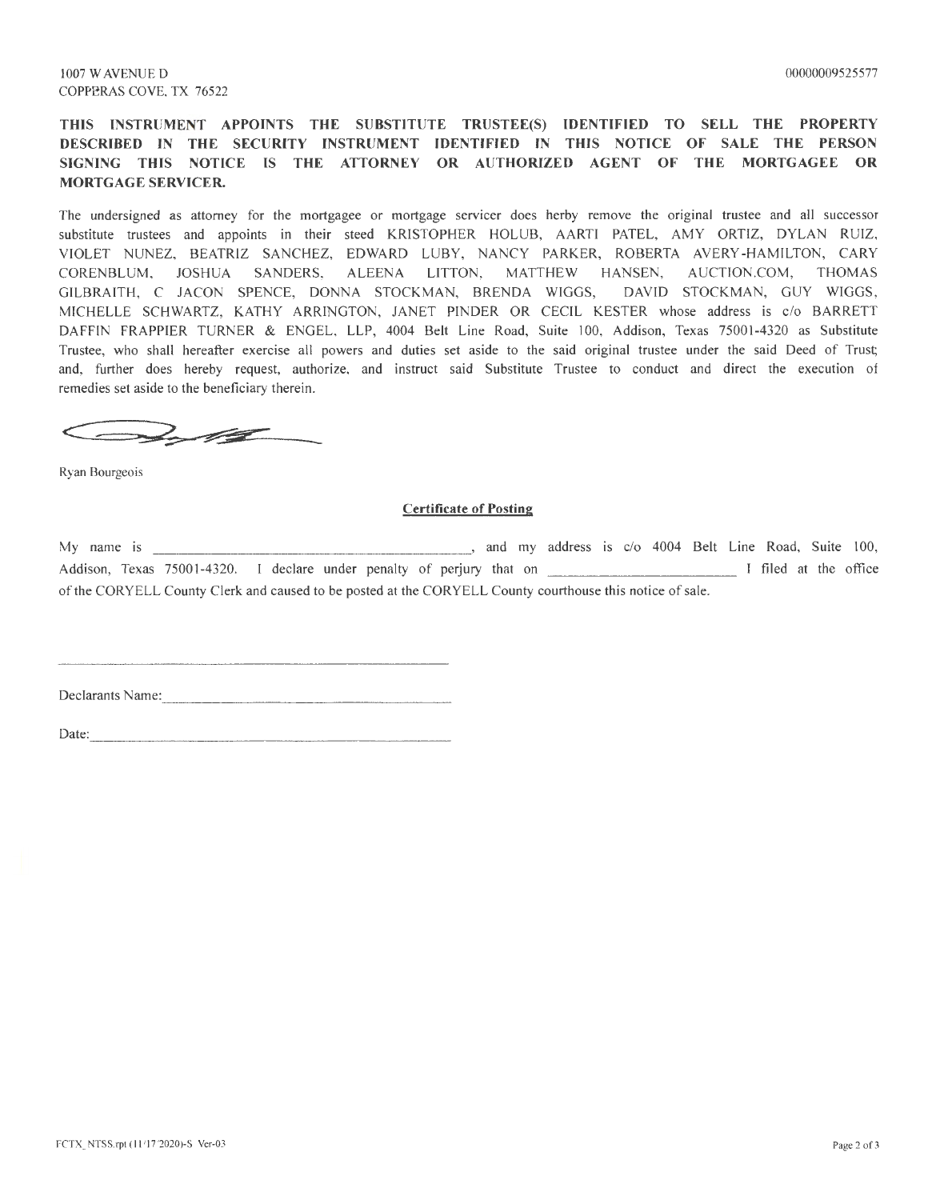1007 W AVENUE D
COPPERAS COVE, TX 76522

00000009525577

**THIS INSTRUMENT APPOINTS THE SUBSTITUTE TRUSTEE(S) IDENTIFIED TO SELL THE PROPERTY DESCRIBED IN THE SECURITY INSTRUMENT IDENTIFIED IN THIS NOTICE OF SALE THE PERSON SIGNING THIS NOTICE IS THE ATTORNEY OR AUTHORIZED AGENT OF THE MORTGAGEE OR MORTGAGE SERVICER.**

The undersigned as attorney for the mortgagee or mortgage servicer does herby remove the original trustee and all successor substitute trustees and appoints in their steed KRISTOPHER HOLUB, AARTI PATEL, AMY ORTIZ, DYLAN RUIZ, VIOLET NUNEZ, BEATRIZ SANCHEZ, EDWARD LUBY, NANCY PARKER, ROBERTA AVERY-HAMILTON, CARY CORENBLUM, JOSHUA SANDERS, ALEENA LITTON, MATTHEW HANSEN, AUCTION.COM, THOMAS GILBRAITH, C JACON SPENCE, DONNA STOCKMAN, BRENDA WIGGS, DAVID STOCKMAN, GUY WIGGS, MICHELLE SCHWARTZ, KATHY ARRINGTON, JANET PINDER OR CECIL KESTER whose address is c/o BARRETT DAFFIN FRAPPIER TURNER & ENGEL, LLP, 4004 Belt Line Road, Suite 100, Addison, Texas 75001-4320 as Substitute Trustee, who shall hereafter exercise all powers and duties set aside to the said original trustee under the said Deed of Trust; and, further does hereby request, authorize, and instruct said Substitute Trustee to conduct and direct the execution of remedies set aside to the beneficiary therein.

Ryan Bourgeois

**Certificate of Posting**

My name is ________________________________, and my address is c/o 4004 Belt Line Road, Suite 100, Addison, Texas 75001-4320. I declare under penalty of perjury that on ____________________ I filed at the office of the CORYELL County Clerk and caused to be posted at the CORYELL County courthouse this notice of sale.

________________________________

Declarants Name: ________________________

Date: ________________________

FCTX_NTSS.rpt (11/17/2020)-S Ver-03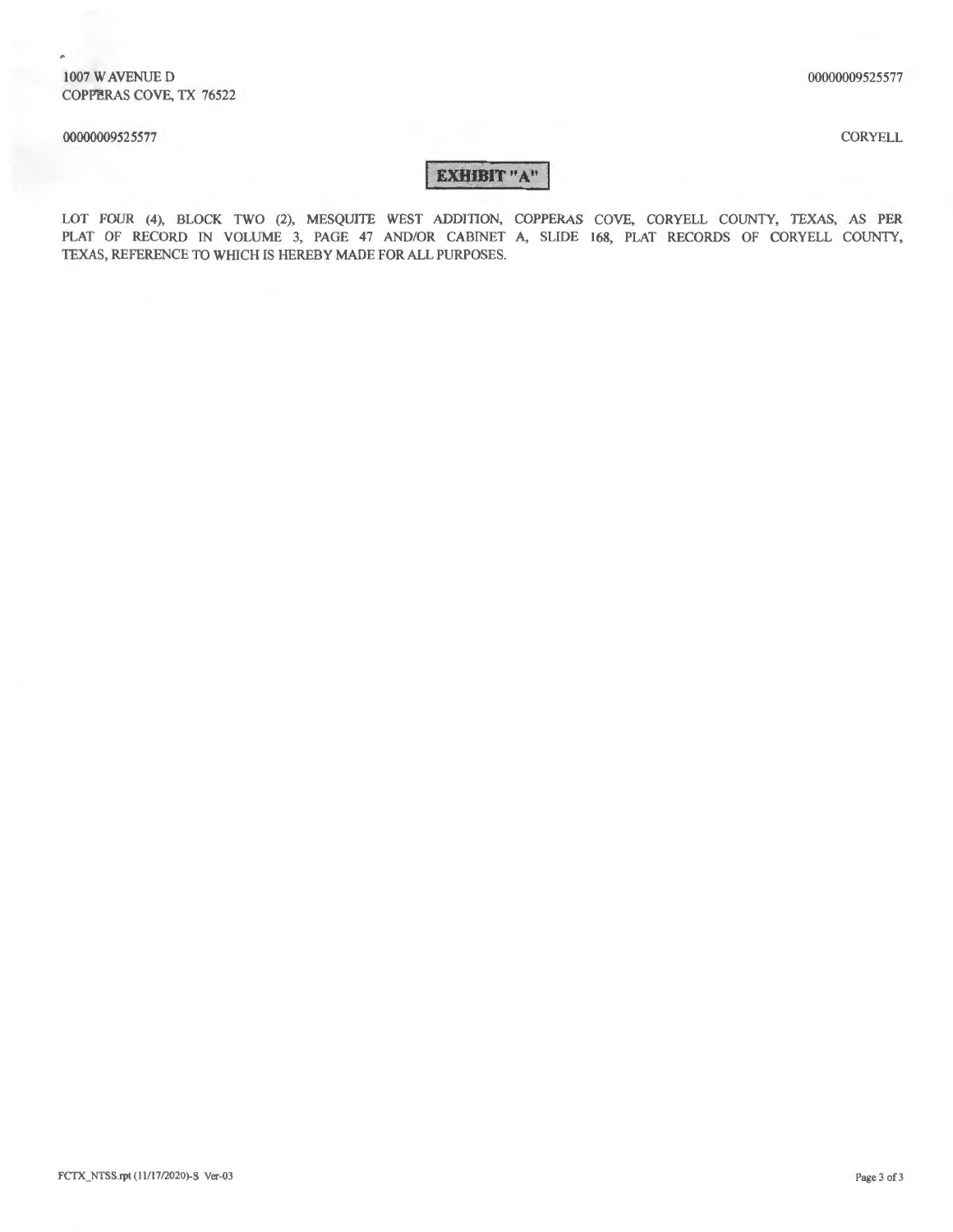1007 W AVENUE D
COPPERAS COVE, TX 76522

00000009525577

00000009525577

CORYELL

## EXHIBIT "A"

LOT FOUR (4), BLOCK TWO (2), MESQUITE WEST ADDITION, COPPERAS COVE, CORYELL COUNTY, TEXAS, AS PER PLAT OF RECORD IN VOLUME 3, PAGE 47 AND/OR CABINET A, SLIDE 168, PLAT RECORDS OF CORYELL COUNTY, TEXAS, REFERENCE TO WHICH IS HEREBY MADE FOR ALL PURPOSES.

FCTX_NTSS.rpt (11/17/2020)-S Ver-03